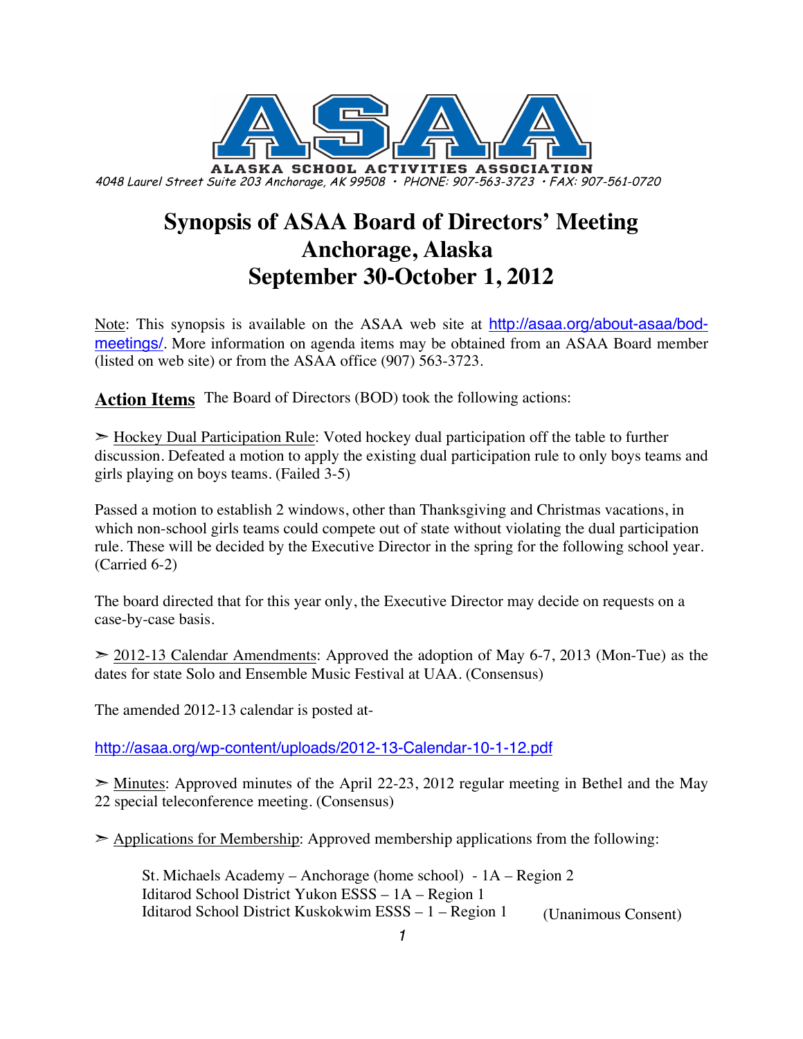**ALASKA SCHOOL ACTIVITIES ASSOCIATION**

*4048 Laurel Street Suite 203 Anchorage, AK 99508 • PHONE: 907-563-3723 • FAX: 907-561-0720*

# Synopsis of ASAA Board of Directors' Meeting
# Anchorage, Alaska
# September 30-October 1, 2012

Note: This synopsis is available on the ASAA web site at http://asaa.org/about-asaa/bod-meetings/. More information on agenda items may be obtained from an ASAA Board member (listed on web site) or from the ASAA office (907) 563-3723.

**Action Items** The Board of Directors (BOD) took the following actions:

➢ Hockey Dual Participation Rule: Voted hockey dual participation off the table to further discussion. Defeated a motion to apply the existing dual participation rule to only boys teams and girls playing on boys teams. (Failed 3-5)

Passed a motion to establish 2 windows, other than Thanksgiving and Christmas vacations, in which non-school girls teams could compete out of state without violating the dual participation rule. These will be decided by the Executive Director in the spring for the following school year. (Carried 6-2)

The board directed that for this year only, the Executive Director may decide on requests on a case-by-case basis.

➢ 2012-13 Calendar Amendments: Approved the adoption of May 6-7, 2013 (Mon-Tue) as the dates for state Solo and Ensemble Music Festival at UAA. (Consensus)

The amended 2012-13 calendar is posted at-

http://asaa.org/wp-content/uploads/2012-13-Calendar-10-1-12.pdf

➢ Minutes: Approved minutes of the April 22-23, 2012 regular meeting in Bethel and the May 22 special teleconference meeting. (Consensus)

➢ Applications for Membership: Approved membership applications from the following:

St. Michaels Academy – Anchorage (home school) - 1A – Region 2
Iditarod School District Yukon ESSS – 1A – Region 1
Iditarod School District Kuskokwim ESSS – 1 – Region 1 (Unanimous Consent)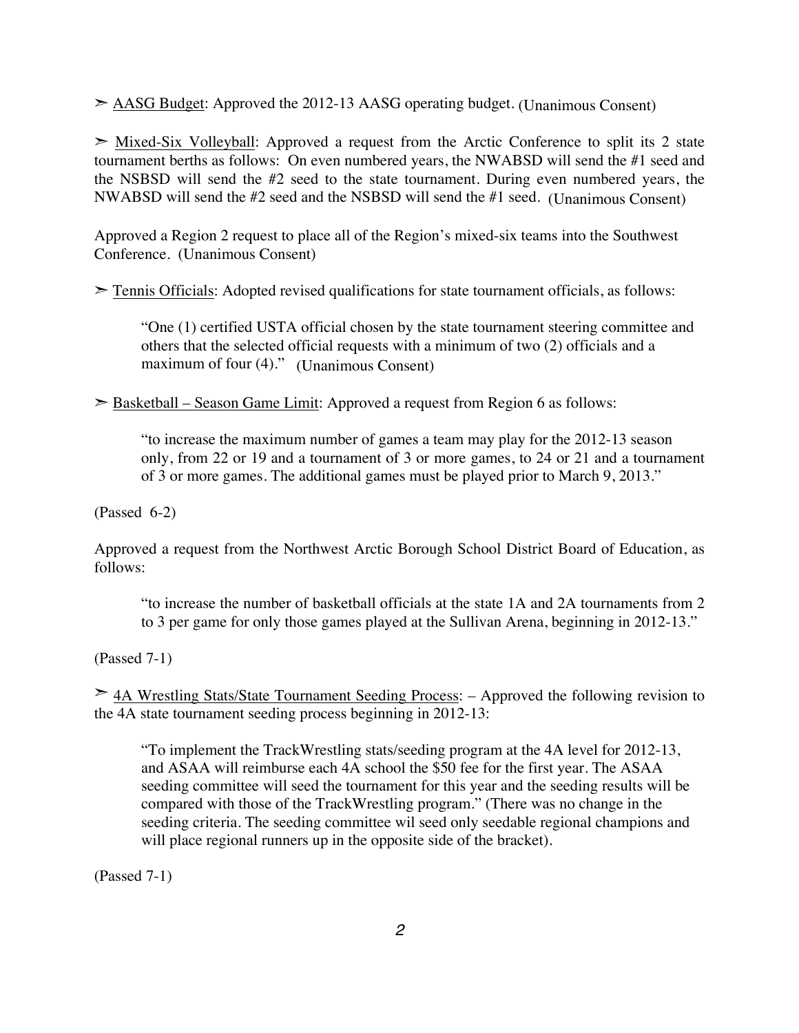➢ <u>AASG Budget</u>: Approved the 2012-13 AASG operating budget. (Unanimous Consent)

➢ <u>Mixed-Six Volleyball</u>: Approved a request from the Arctic Conference to split its 2 state tournament berths as follows: On even numbered years, the NWABSD will send the #1 seed and the NSBSD will send the #2 seed to the state tournament. During even numbered years, the NWABSD will send the #2 seed and the NSBSD will send the #1 seed. (Unanimous Consent)

Approved a Region 2 request to place all of the Region's mixed-six teams into the Southwest Conference. (Unanimous Consent)

➢ <u>Tennis Officials</u>: Adopted revised qualifications for state tournament officials, as follows:

> "One (1) certified USTA official chosen by the state tournament steering committee and others that the selected official requests with a minimum of two (2) officials and a maximum of four (4)." (Unanimous Consent)

➢ <u>Basketball – Season Game Limit</u>: Approved a request from Region 6 as follows:

> "to increase the maximum number of games a team may play for the 2012-13 season only, from 22 or 19 and a tournament of 3 or more games, to 24 or 21 and a tournament of 3 or more games. The additional games must be played prior to March 9, 2013."

(Passed 6-2)

Approved a request from the Northwest Arctic Borough School District Board of Education, as follows:

> "to increase the number of basketball officials at the state 1A and 2A tournaments from 2 to 3 per game for only those games played at the Sullivan Arena, beginning in 2012-13."

(Passed 7-1)

➢ <u>4A Wrestling Stats/State Tournament Seeding Process</u>: – Approved the following revision to the 4A state tournament seeding process beginning in 2012-13:

> "To implement the TrackWrestling stats/seeding program at the 4A level for 2012-13, and ASAA will reimburse each 4A school the $50 fee for the first year. The ASAA seeding committee will seed the tournament for this year and the seeding results will be compared with those of the TrackWrestling program." (There was no change in the seeding criteria. The seeding committee wil seed only seedable regional champions and will place regional runners up in the opposite side of the bracket).

(Passed 7-1)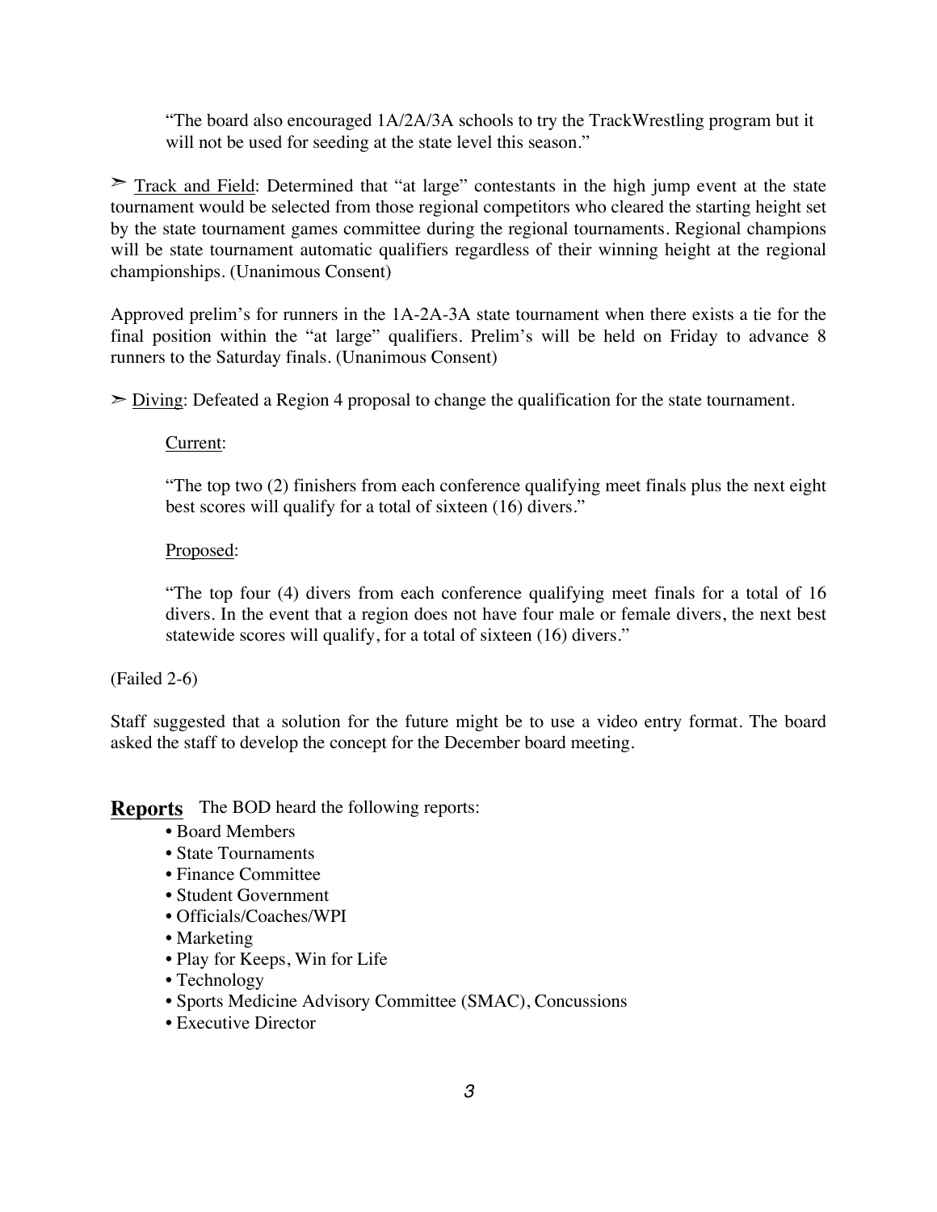"The board also encouraged 1A/2A/3A schools to try the TrackWrestling program but it will not be used for seeding at the state level this season."

➢ <u>Track and Field</u>: Determined that "at large" contestants in the high jump event at the state tournament would be selected from those regional competitors who cleared the starting height set by the state tournament games committee during the regional tournaments. Regional champions will be state tournament automatic qualifiers regardless of their winning height at the regional championships. (Unanimous Consent)

Approved prelim's for runners in the 1A-2A-3A state tournament when there exists a tie for the final position within the "at large" qualifiers. Prelim's will be held on Friday to advance 8 runners to the Saturday finals. (Unanimous Consent)

➢ <u>Diving</u>: Defeated a Region 4 proposal to change the qualification for the state tournament.

<u>Current</u>:

"The top two (2) finishers from each conference qualifying meet finals plus the next eight best scores will qualify for a total of sixteen (16) divers."

<u>Proposed</u>:

"The top four (4) divers from each conference qualifying meet finals for a total of 16 divers. In the event that a region does not have four male or female divers, the next best statewide scores will qualify, for a total of sixteen (16) divers."

(Failed 2-6)

Staff suggested that a solution for the future might be to use a video entry format. The board asked the staff to develop the concept for the December board meeting.

**<u>Reports</u>** The BOD heard the following reports:

- Board Members
- State Tournaments
- Finance Committee
- Student Government
- Officials/Coaches/WPI
- Marketing
- Play for Keeps, Win for Life
- Technology
- Sports Medicine Advisory Committee (SMAC), Concussions
- Executive Director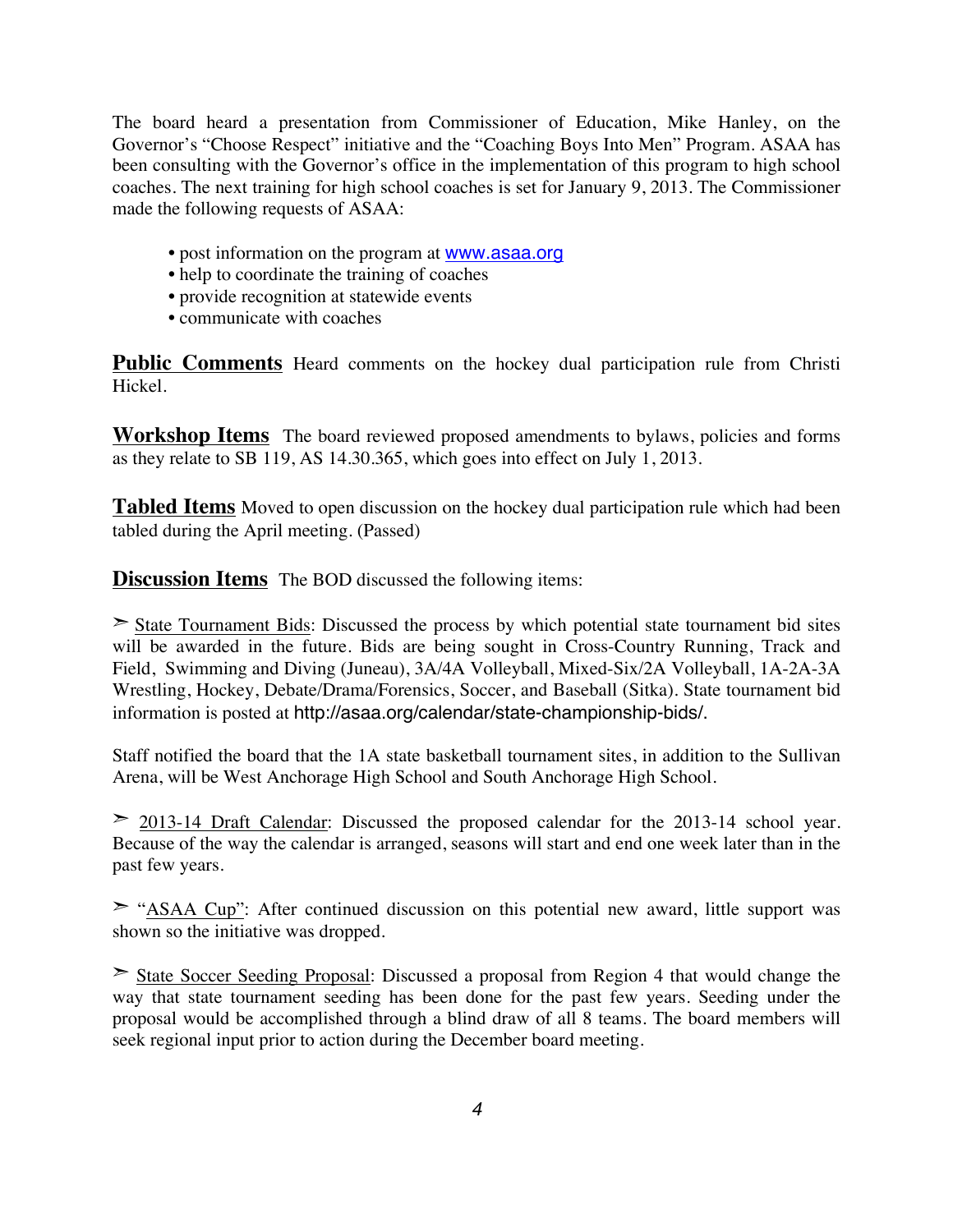The board heard a presentation from Commissioner of Education, Mike Hanley, on the Governor's "Choose Respect" initiative and the "Coaching Boys Into Men" Program. ASAA has been consulting with the Governor's office in the implementation of this program to high school coaches. The next training for high school coaches is set for January 9, 2013. The Commissioner made the following requests of ASAA:

- post information on the program at www.asaa.org
- help to coordinate the training of coaches
- provide recognition at statewide events
- communicate with coaches

**Public Comments** Heard comments on the hockey dual participation rule from Christi Hickel.

**Workshop Items** The board reviewed proposed amendments to bylaws, policies and forms as they relate to SB 119, AS 14.30.365, which goes into effect on July 1, 2013.

**Tabled Items** Moved to open discussion on the hockey dual participation rule which had been tabled during the April meeting. (Passed)

**Discussion Items** The BOD discussed the following items:

➢ State Tournament Bids: Discussed the process by which potential state tournament bid sites will be awarded in the future. Bids are being sought in Cross-Country Running, Track and Field, Swimming and Diving (Juneau), 3A/4A Volleyball, Mixed-Six/2A Volleyball, 1A-2A-3A Wrestling, Hockey, Debate/Drama/Forensics, Soccer, and Baseball (Sitka). State tournament bid information is posted at http://asaa.org/calendar/state-championship-bids/.

Staff notified the board that the 1A state basketball tournament sites, in addition to the Sullivan Arena, will be West Anchorage High School and South Anchorage High School.

➢ 2013-14 Draft Calendar: Discussed the proposed calendar for the 2013-14 school year. Because of the way the calendar is arranged, seasons will start and end one week later than in the past few years.

➢ "ASAA Cup": After continued discussion on this potential new award, little support was shown so the initiative was dropped.

➢ State Soccer Seeding Proposal: Discussed a proposal from Region 4 that would change the way that state tournament seeding has been done for the past few years. Seeding under the proposal would be accomplished through a blind draw of all 8 teams. The board members will seek regional input prior to action during the December board meeting.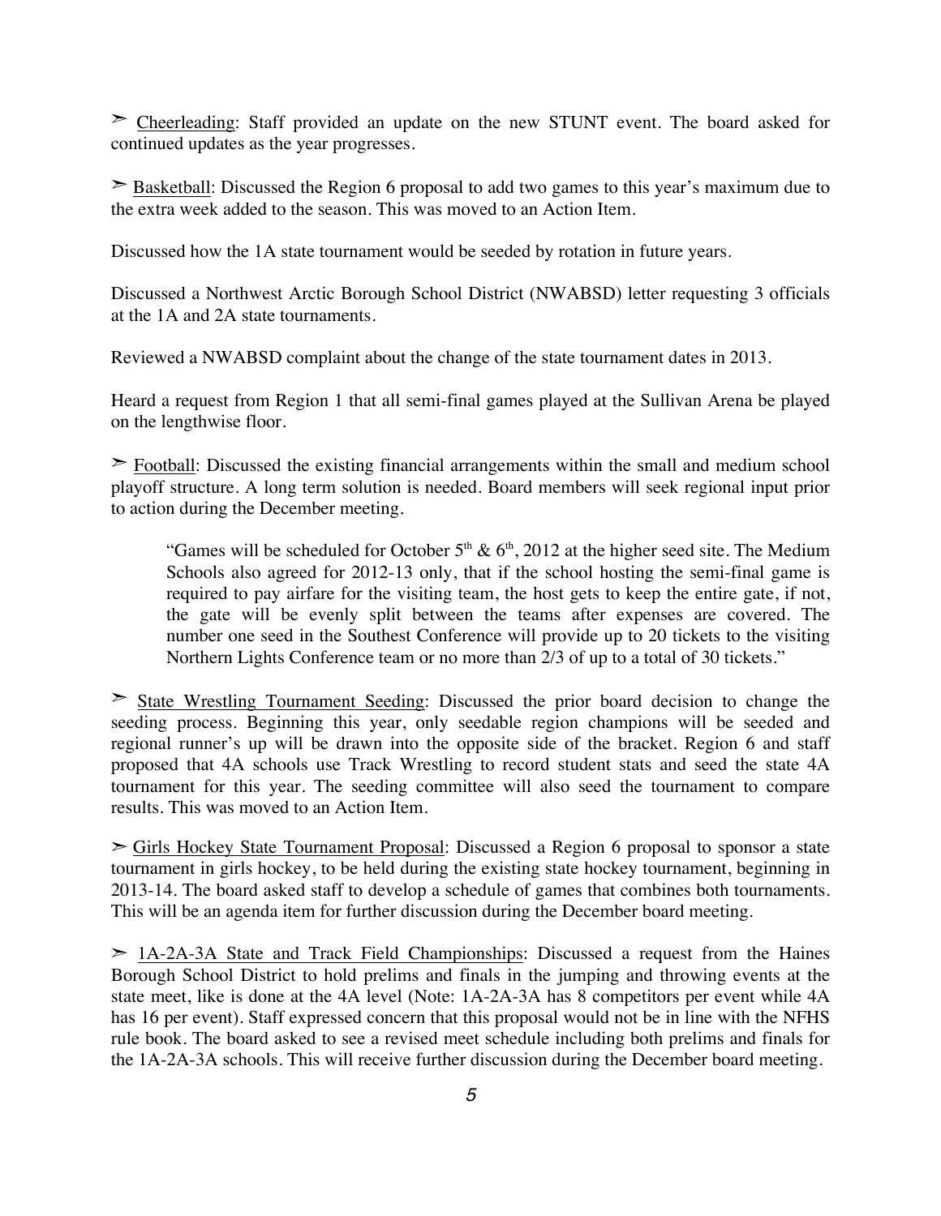➣ <u>Cheerleading</u>: Staff provided an update on the new STUNT event. The board asked for continued updates as the year progresses.

➣ <u>Basketball</u>: Discussed the Region 6 proposal to add two games to this year's maximum due to the extra week added to the season. This was moved to an Action Item.

Discussed how the 1A state tournament would be seeded by rotation in future years.

Discussed a Northwest Arctic Borough School District (NWABSD) letter requesting 3 officials at the 1A and 2A state tournaments.

Reviewed a NWABSD complaint about the change of the state tournament dates in 2013.

Heard a request from Region 1 that all semi-final games played at the Sullivan Arena be played on the lengthwise floor.

➣ <u>Football</u>: Discussed the existing financial arrangements within the small and medium school playoff structure. A long term solution is needed. Board members will seek regional input prior to action during the December meeting.

> "Games will be scheduled for October 5th & 6th, 2012 at the higher seed site. The Medium Schools also agreed for 2012-13 only, that if the school hosting the semi-final game is required to pay airfare for the visiting team, the host gets to keep the entire gate, if not, the gate will be evenly split between the teams after expenses are covered. The number one seed in the Southest Conference will provide up to 20 tickets to the visiting Northern Lights Conference team or no more than 2/3 of up to a total of 30 tickets."

➣ <u>State Wrestling Tournament Seeding</u>: Discussed the prior board decision to change the seeding process. Beginning this year, only seedable region champions will be seeded and regional runner's up will be drawn into the opposite side of the bracket. Region 6 and staff proposed that 4A schools use Track Wrestling to record student stats and seed the state 4A tournament for this year. The seeding committee will also seed the tournament to compare results. This was moved to an Action Item.

➣ <u>Girls Hockey State Tournament Proposal</u>: Discussed a Region 6 proposal to sponsor a state tournament in girls hockey, to be held during the existing state hockey tournament, beginning in 2013-14. The board asked staff to develop a schedule of games that combines both tournaments. This will be an agenda item for further discussion during the December board meeting.

➣ <u>1A-2A-3A State and Track Field Championships</u>: Discussed a request from the Haines Borough School District to hold prelims and finals in the jumping and throwing events at the state meet, like is done at the 4A level (Note: 1A-2A-3A has 8 competitors per event while 4A has 16 per event). Staff expressed concern that this proposal would not be in line with the NFHS rule book. The board asked to see a revised meet schedule including both prelims and finals for the 1A-2A-3A schools. This will receive further discussion during the December board meeting.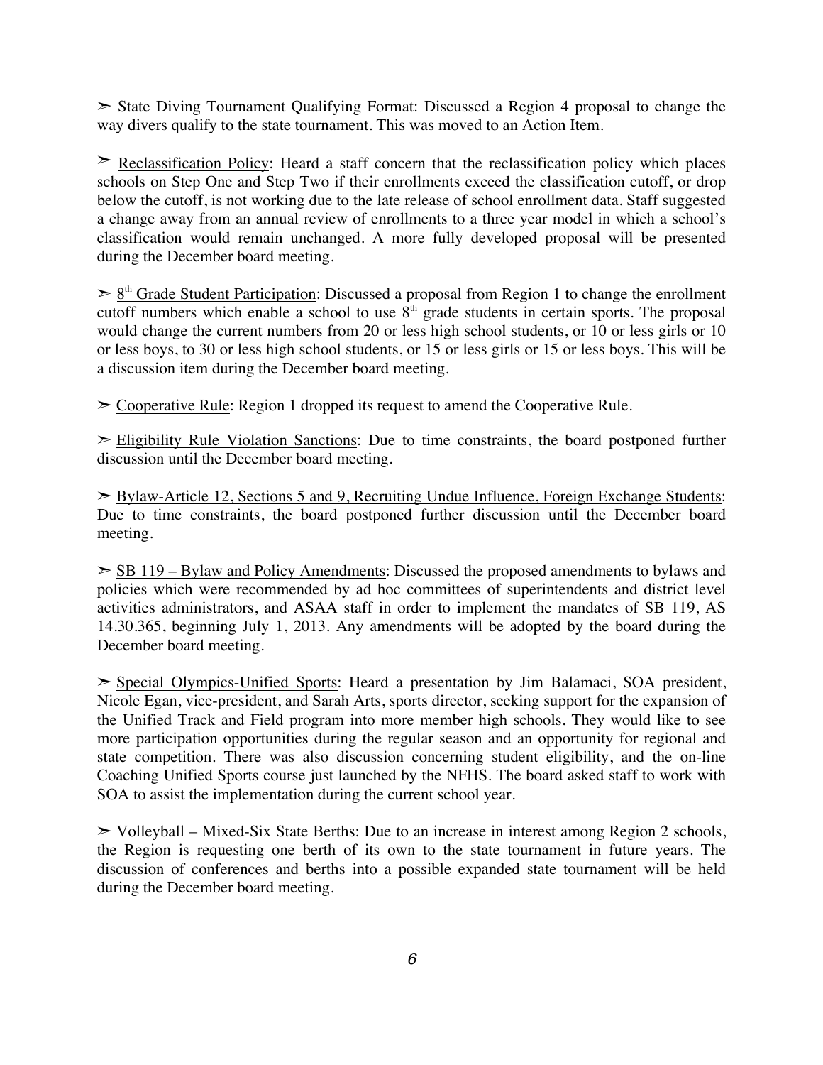➢ State Diving Tournament Qualifying Format: Discussed a Region 4 proposal to change the way divers qualify to the state tournament. This was moved to an Action Item.

➢ Reclassification Policy: Heard a staff concern that the reclassification policy which places schools on Step One and Step Two if their enrollments exceed the classification cutoff, or drop below the cutoff, is not working due to the late release of school enrollment data. Staff suggested a change away from an annual review of enrollments to a three year model in which a school's classification would remain unchanged. A more fully developed proposal will be presented during the December board meeting.

➢ 8th Grade Student Participation: Discussed a proposal from Region 1 to change the enrollment cutoff numbers which enable a school to use 8th grade students in certain sports. The proposal would change the current numbers from 20 or less high school students, or 10 or less girls or 10 or less boys, to 30 or less high school students, or 15 or less girls or 15 or less boys. This will be a discussion item during the December board meeting.

➢ Cooperative Rule: Region 1 dropped its request to amend the Cooperative Rule.

➢ Eligibility Rule Violation Sanctions: Due to time constraints, the board postponed further discussion until the December board meeting.

➢ Bylaw-Article 12, Sections 5 and 9, Recruiting Undue Influence, Foreign Exchange Students: Due to time constraints, the board postponed further discussion until the December board meeting.

➢ SB 119 – Bylaw and Policy Amendments: Discussed the proposed amendments to bylaws and policies which were recommended by ad hoc committees of superintendents and district level activities administrators, and ASAA staff in order to implement the mandates of SB 119, AS 14.30.365, beginning July 1, 2013. Any amendments will be adopted by the board during the December board meeting.

➢ Special Olympics-Unified Sports: Heard a presentation by Jim Balamaci, SOA president, Nicole Egan, vice-president, and Sarah Arts, sports director, seeking support for the expansion of the Unified Track and Field program into more member high schools. They would like to see more participation opportunities during the regular season and an opportunity for regional and state competition. There was also discussion concerning student eligibility, and the on-line Coaching Unified Sports course just launched by the NFHS. The board asked staff to work with SOA to assist the implementation during the current school year.

➢ Volleyball – Mixed-Six State Berths: Due to an increase in interest among Region 2 schools, the Region is requesting one berth of its own to the state tournament in future years. The discussion of conferences and berths into a possible expanded state tournament will be held during the December board meeting.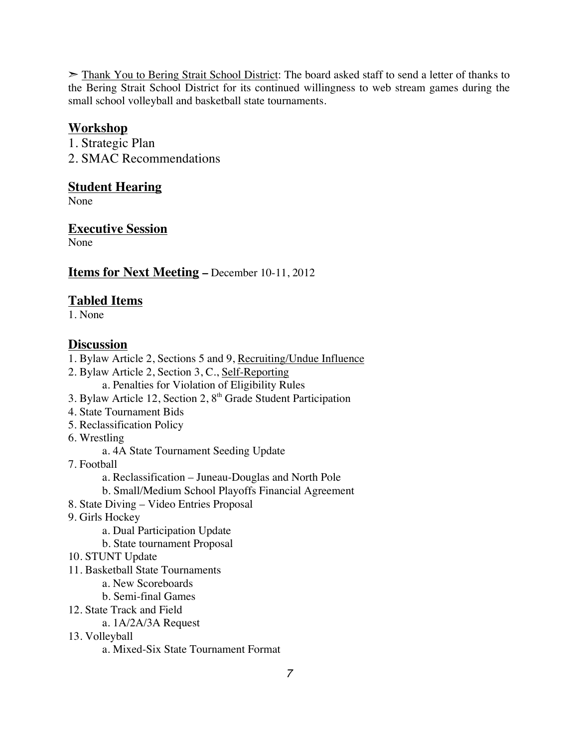➢ Thank You to Bering Strait School District: The board asked staff to send a letter of thanks to the Bering Strait School District for its continued willingness to web stream games during the small school volleyball and basketball state tournaments.

## Workshop

1. Strategic Plan
2. SMAC Recommendations

## Student Hearing

None

## Executive Session

None

## Items for Next Meeting – December 10-11, 2012

## Tabled Items

1. None

## Discussion

1. Bylaw Article 2, Sections 5 and 9, Recruiting/Undue Influence
2. Bylaw Article 2, Section 3, C., Self-Reporting
    a. Penalties for Violation of Eligibility Rules
3. Bylaw Article 12, Section 2, 8th Grade Student Participation
4. State Tournament Bids
5. Reclassification Policy
6. Wrestling
    a. 4A State Tournament Seeding Update
7. Football
    a. Reclassification – Juneau-Douglas and North Pole
    b. Small/Medium School Playoffs Financial Agreement
8. State Diving – Video Entries Proposal
9. Girls Hockey
    a. Dual Participation Update
    b. State tournament Proposal
10. STUNT Update
11. Basketball State Tournaments
    a. New Scoreboards
    b. Semi-final Games
12. State Track and Field
    a. 1A/2A/3A Request
13. Volleyball
    a. Mixed-Six State Tournament Format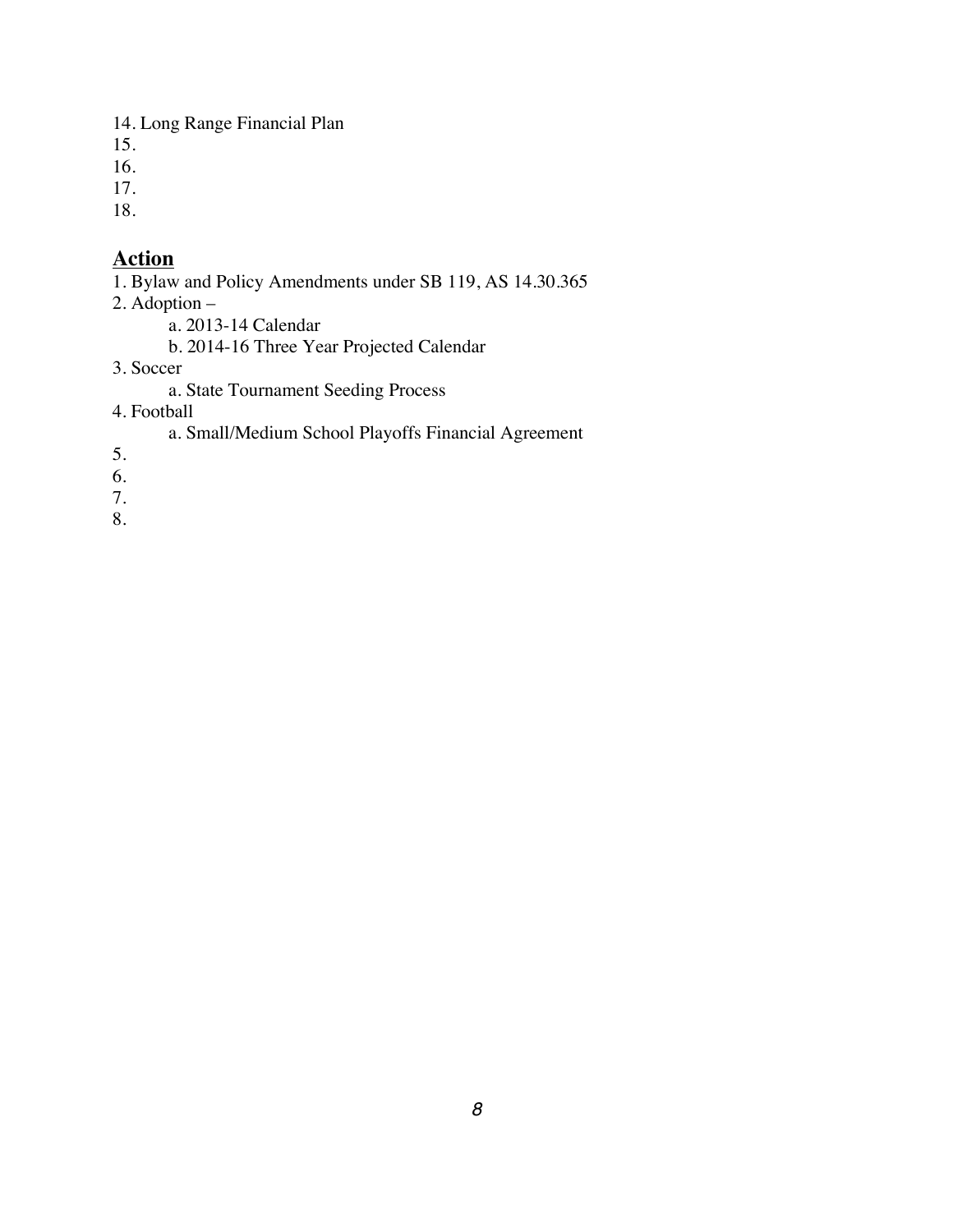14. Long Range Financial Plan
15.
16.
17.
18.

## Action

1. Bylaw and Policy Amendments under SB 119, AS 14.30.365
2. Adoption –
    a. 2013-14 Calendar
    b. 2014-16 Three Year Projected Calendar
3. Soccer
    a. State Tournament Seeding Process
4. Football
    a. Small/Medium School Playoffs Financial Agreement
5.
6.
7.
8.